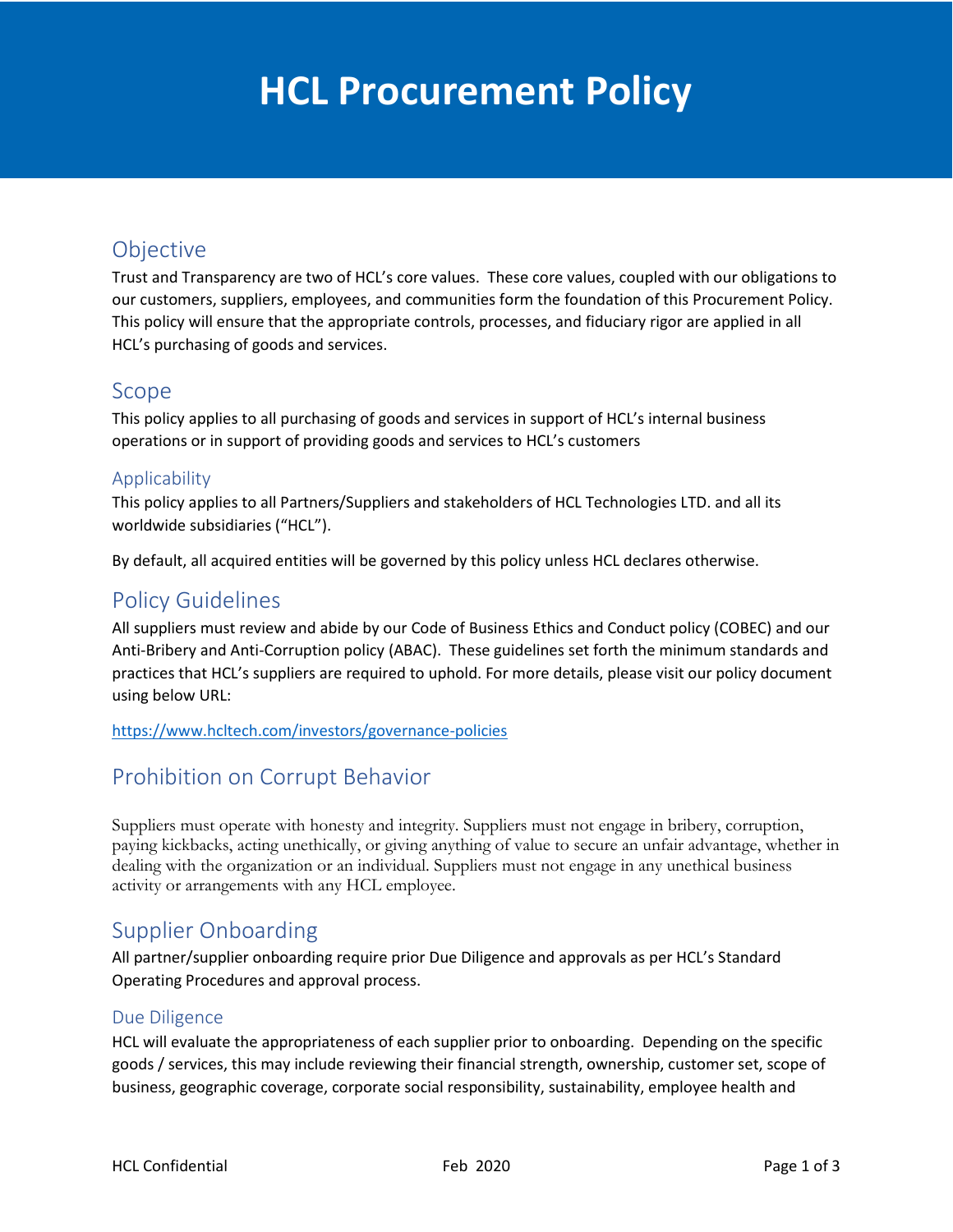# HCL Procurement Policy

## Objective

Trust and Transparency are two of HCL's core values. These core values, coupled with our obligations to our customers, suppliers, employees, and communities form the foundation of this Procurement Policy. This policy will ensure that the appropriate controls, processes, and fiduciary rigor are applied in all HCL's purchasing of goods and services.

## Scope

This policy applies to all purchasing of goods and services in support of HCL's internal business operations or in support of providing goods and services to HCL's customers

### Applicability

This policy applies to all Partners/Suppliers and stakeholders of HCL Technologies LTD. and all its worldwide subsidiaries ("HCL").

By default, all acquired entities will be governed by this policy unless HCL declares otherwise.

## Policy Guidelines

All suppliers must review and abide by our Code of Business Ethics and Conduct policy (COBEC) and our Anti-Bribery and Anti-Corruption policy (ABAC). These guidelines set forth the minimum standards and practices that HCL's suppliers are required to uphold. For more details, please visit our policy document using below URL:

https://www.hcltech.com/investors/governance-policies

## Prohibition on Corrupt Behavior

Suppliers must operate with honesty and integrity. Suppliers must not engage in bribery, corruption, paying kickbacks, acting unethically, or giving anything of value to secure an unfair advantage, whether in dealing with the organization or an individual. Suppliers must not engage in any unethical business activity or arrangements with any HCL employee.

## Supplier Onboarding

All partner/supplier onboarding require prior Due Diligence and approvals as per HCL's Standard Operating Procedures and approval process.

### Due Diligence

HCL will evaluate the appropriateness of each supplier prior to onboarding. Depending on the specific goods / services, this may include reviewing their financial strength, ownership, customer set, scope of business, geographic coverage, corporate social responsibility, sustainability, employee health and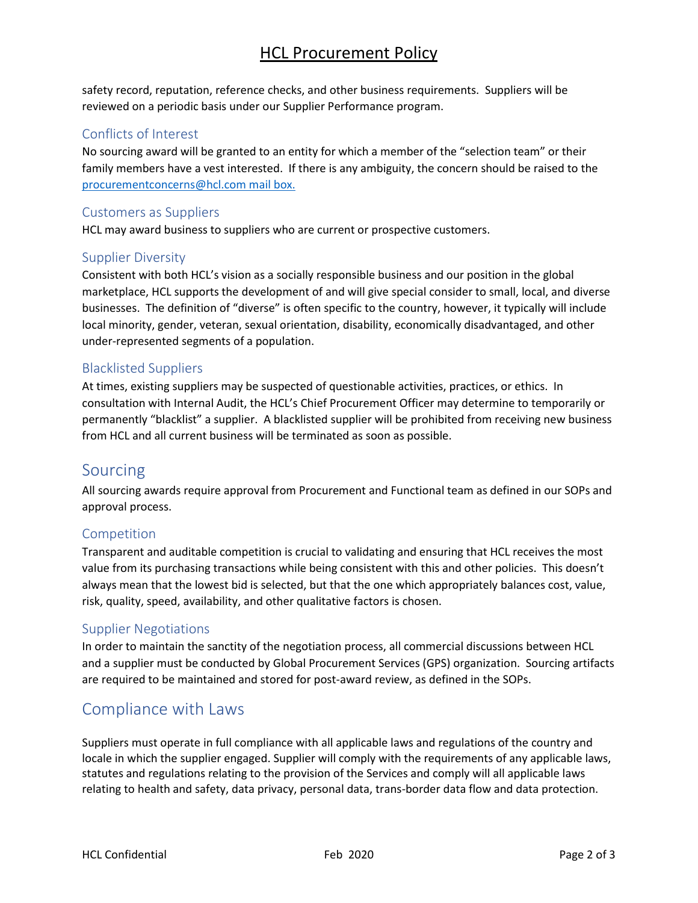safety record, reputation, reference checks, and other business requirements. Suppliers will be reviewed on a periodic basis under our Supplier Performance program.

### Conflicts of Interest

No sourcing award will be granted to an entity for which a member of the "selection team" or their family members have a vest interested. If there is any ambiguity, the concern should be raised to the [procurementconcerns@hcl.com mail box.](mailto:procurementconcerns@hcl.com)

### Customers as Suppliers

HCL may award business to suppliers who are current or prospective customers.

### Supplier Diversity

Consistent with both HCL's vision as a socially responsible business and our position in the global marketplace, HCL supports the development of and will give special consider to small, local, and diverse businesses. The definition of "diverse" is often specific to the country, however, it typically will include local minority, gender, veteran, sexual orientation, disability, economically disadvantaged, and other under-represented segments of a population.

### Blacklisted Suppliers

At times, existing suppliers may be suspected of questionable activities, practices, or ethics. In consultation with Internal Audit, the HCL's Chief Procurement Officer may determine to temporarily or permanently "blacklist" a supplier. A blacklisted supplier will be prohibited from receiving new business from HCL and all current business will be terminated as soon as possible.

## Sourcing

All sourcing awards require approval from Procurement and Functional team as defined in our SOPs and approval process.

### Competition

Transparent and auditable competition is crucial to validating and ensuring that HCL receives the most value from its purchasing transactions while being consistent with this and other policies. This doesn't always mean that the lowest bid is selected, but that the one which appropriately balances cost, value, risk, quality, speed, availability, and other qualitative factors is chosen.

### Supplier Negotiations

In order to maintain the sanctity of the negotiation process, all commercial discussions between HCL and a supplier must be conducted by Global Procurement Services (GPS) organization. Sourcing artifacts are required to be maintained and stored for post-award review, as defined in the SOPs.

## Compliance with Laws

Suppliers must operate in full compliance with all applicable laws and regulations of the country and locale in which the supplier engaged. Supplier will comply with the requirements of any applicable laws, statutes and regulations relating to the provision of the Services and comply will all applicable laws relating to health and safety, data privacy, personal data, trans-border data flow and data protection.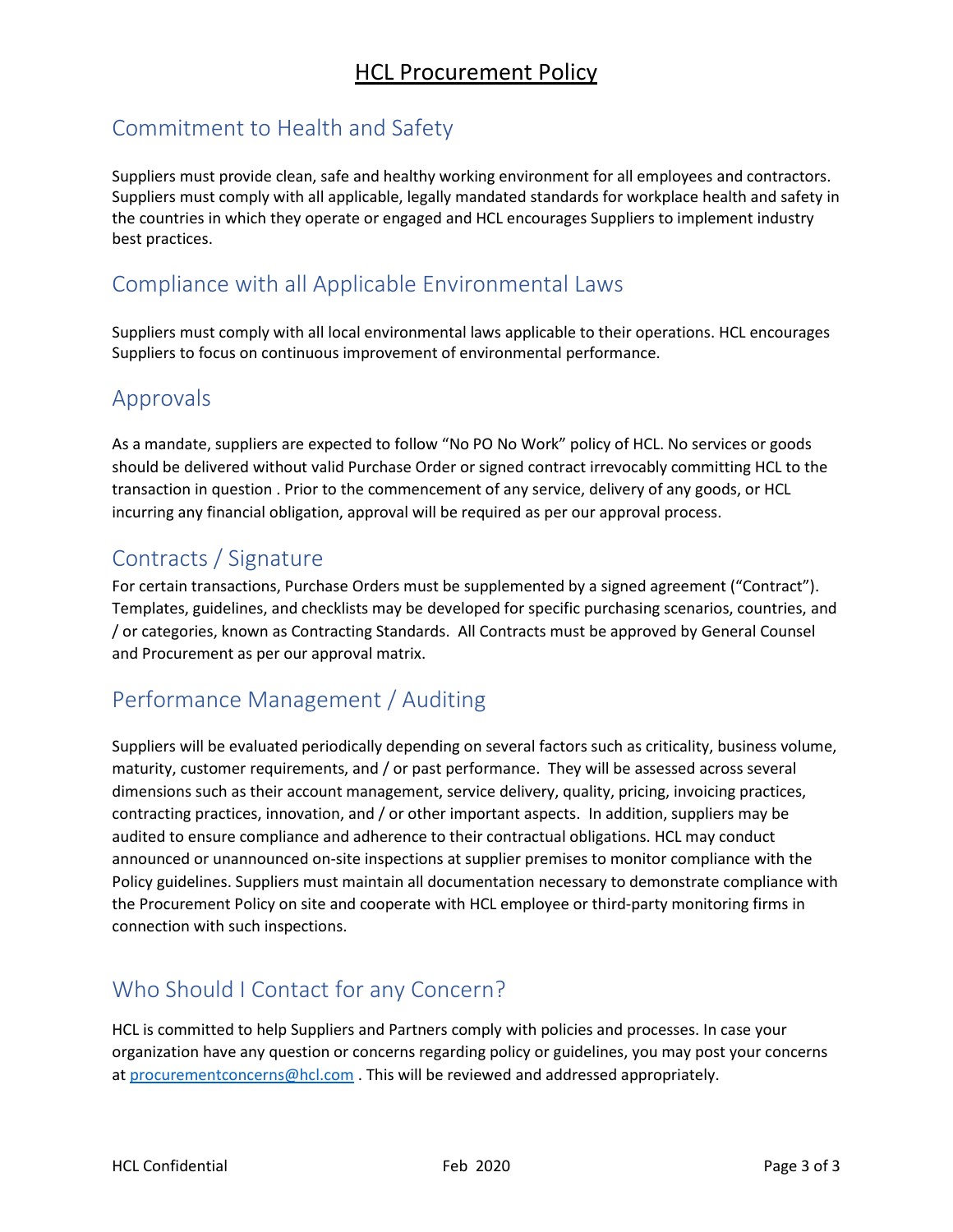# HCL Procurement Policy

## Commitment to Health and Safety

Suppliers must provide clean, safe and healthy working environment for all employees and contractors. Suppliers must comply with all applicable, legally mandated standards for workplace health and safety in the countries in which they operate or engaged and HCL encourages Suppliers to implement industry best practices.

## Compliance with all Applicable Environmental Laws

Suppliers must comply with all local environmental laws applicable to their operations. HCL encourages Suppliers to focus on continuous improvement of environmental performance.

## Approvals

As a mandate, suppliers are expected to follow "No PO No Work" policy of HCL. No services or goods should be delivered without valid Purchase Order or signed contract irrevocably committing HCL to the transaction in question . Prior to the commencement of any service, delivery of any goods, or HCL incurring any financial obligation, approval will be required as per our approval process.

## Contracts / Signature

For certain transactions, Purchase Orders must be supplemented by a signed agreement ("Contract"). Templates, guidelines, and checklists may be developed for specific purchasing scenarios, countries, and / or categories, known as Contracting Standards. All Contracts must be approved by General Counsel and Procurement as per our approval matrix.

## Performance Management / Auditing

Suppliers will be evaluated periodically depending on several factors such as criticality, business volume, maturity, customer requirements, and / or past performance. They will be assessed across several dimensions such as their account management, service delivery, quality, pricing, invoicing practices, contracting practices, innovation, and / or other important aspects. In addition, suppliers may be audited to ensure compliance and adherence to their contractual obligations. HCL may conduct announced or unannounced on-site inspections at supplier premises to monitor compliance with the Policy guidelines. Suppliers must maintain all documentation necessary to demonstrate compliance with the Procurement Policy on site and cooperate with HCL employee or third-party monitoring firms in connection with such inspections.

## Who Should I Contact for any Concern?

HCL is committed to help Suppliers and Partners comply with policies and processes. In case your organization have any question or concerns regarding policy or guidelines, you may post your concerns at procurementconcerns@hcl.com . This will be reviewed and addressed appropriately.